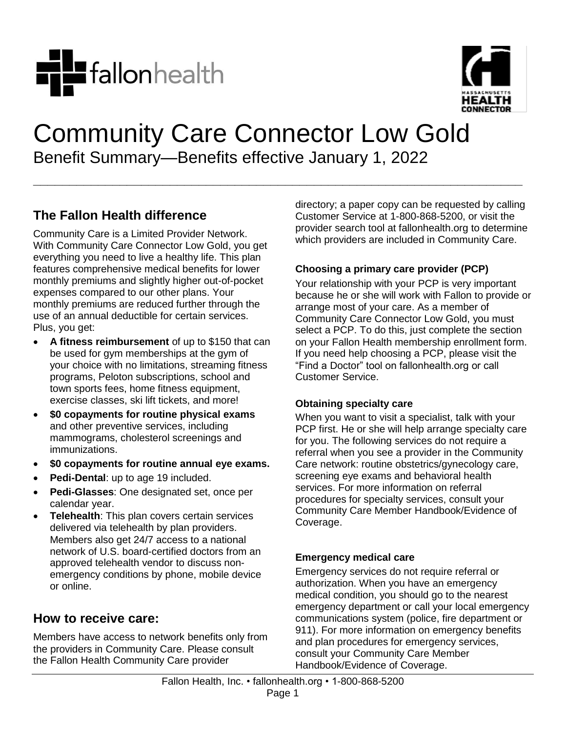# Community Care Connector Low Gold

Benefit Summary—Benefits effective January 1, 2022

## The Fallon Health difference

Community Care is a Limited Provider Network. With Community Care Connector Low Gold, you get everything you need to live a healthy life. This plan features comprehensive medical benefits for lower monthly premiums and slightly higher out-of-pocket expenses compared to our other plans. Your monthly premiums are reduced further through the use of an annual deductible for certain services. Plus, you get:

- **A fitness reimbursement** of up to $150 that can be used for gym memberships at the gym of your choice with no limitations, streaming fitness programs, Peloton subscriptions, school and town sports fees, home fitness equipment, exercise classes, ski lift tickets, and more!
- **$0 copayments for routine physical exams** and other preventive services, including mammograms, cholesterol screenings and immunizations.
- **$0 copayments for routine annual eye exams.**
- **Pedi-Dental**: up to age 19 included.
- **Pedi-Glasses**: One designated set, once per calendar year.
- **Telehealth**: This plan covers certain services delivered via telehealth by plan providers. Members also get 24/7 access to a national network of U.S. board-certified doctors from an approved telehealth vendor to discuss non-emergency conditions by phone, mobile device or online.

## How to receive care:

Members have access to network benefits only from the providers in Community Care. Please consult the Fallon Health Community Care provider directory; a paper copy can be requested by calling Customer Service at 1-800-868-5200, or visit the provider search tool at fallonhealth.org to determine which providers are included in Community Care.

### Choosing a primary care provider (PCP)

Your relationship with your PCP is very important because he or she will work with Fallon to provide or arrange most of your care. As a member of Community Care Connector Low Gold, you must select a PCP. To do this, just complete the section on your Fallon Health membership enrollment form. If you need help choosing a PCP, please visit the "Find a Doctor" tool on fallonhealth.org or call Customer Service.

### Obtaining specialty care

When you want to visit a specialist, talk with your PCP first. He or she will help arrange specialty care for you. The following services do not require a referral when you see a provider in the Community Care network: routine obstetrics/gynecology care, screening eye exams and behavioral health services. For more information on referral procedures for specialty services, consult your Community Care Member Handbook/Evidence of Coverage.

### Emergency medical care

Emergency services do not require referral or authorization. When you have an emergency medical condition, you should go to the nearest emergency department or call your local emergency communications system (police, fire department or 911). For more information on emergency benefits and plan procedures for emergency services, consult your Community Care Member Handbook/Evidence of Coverage.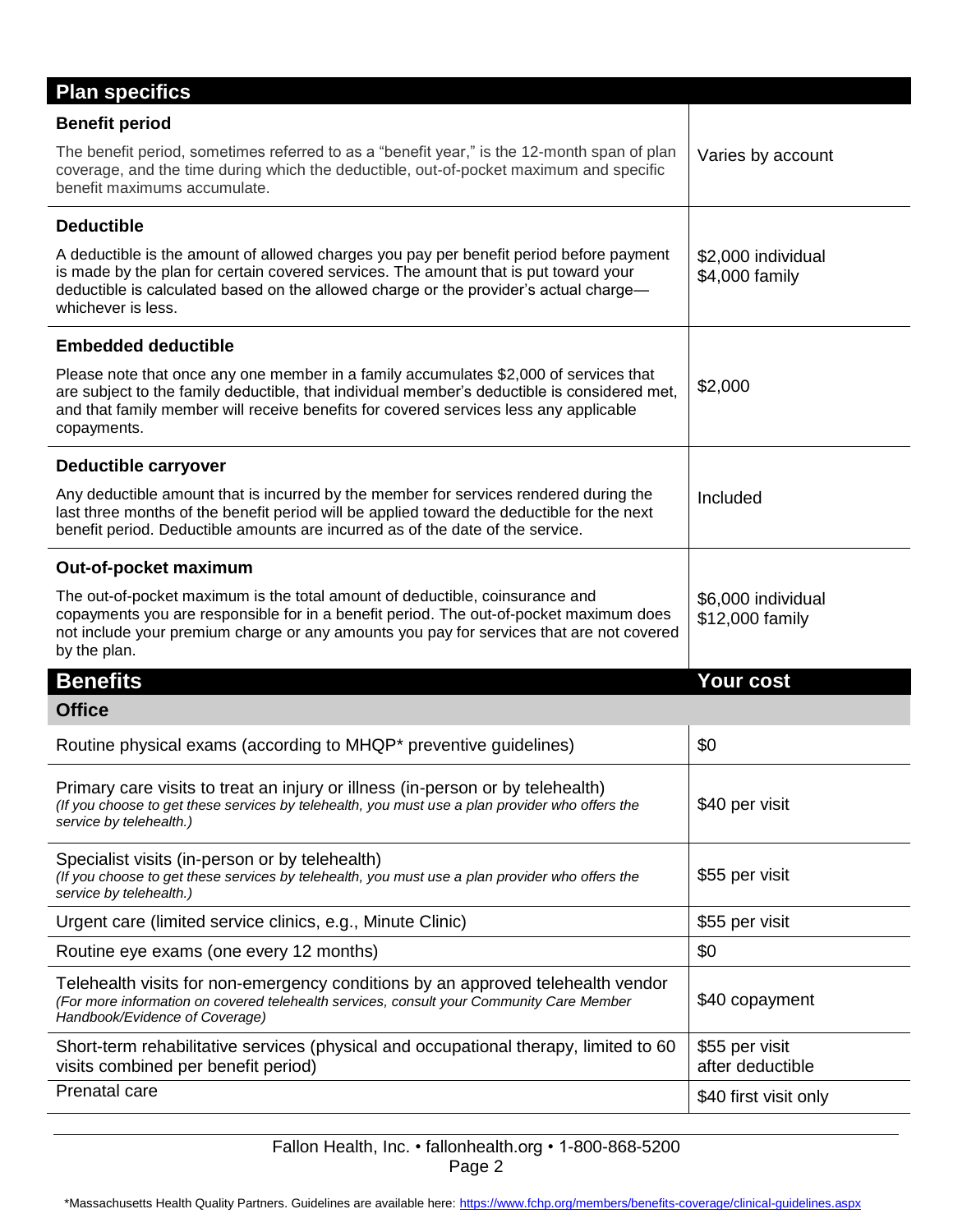## Plan specifics

| Plan specifics | |
|---|---|
| **Benefit period**<br>The benefit period, sometimes referred to as a "benefit year," is the 12-month span of plan coverage, and the time during which the deductible, out-of-pocket maximum and specific benefit maximums accumulate. | Varies by account |
| **Deductible**<br>A deductible is the amount of allowed charges you pay per benefit period before payment is made by the plan for certain covered services. The amount that is put toward your deductible is calculated based on the allowed charge or the provider's actual charge—whichever is less. | $2,000 individual<br>$4,000 family |
| **Embedded deductible**<br>Please note that once any one member in a family accumulates $2,000 of services that are subject to the family deductible, that individual member's deductible is considered met, and that family member will receive benefits for covered services less any applicable copayments. | $2,000 |
| **Deductible carryover**<br>Any deductible amount that is incurred by the member for services rendered during the last three months of the benefit period will be applied toward the deductible for the next benefit period. Deductible amounts are incurred as of the date of the service. | Included |
| **Out-of-pocket maximum**<br>The out-of-pocket maximum is the total amount of deductible, coinsurance and copayments you are responsible for in a benefit period. The out-of-pocket maximum does not include your premium charge or any amounts you pay for services that are not covered by the plan. | $6,000 individual<br>$12,000 family |

## Benefits

| Benefits | Your cost |
|---|---|
| **Office** | |
| Routine physical exams (according to MHQP* preventive guidelines) | $0 |
| Primary care visits to treat an injury or illness (in-person or by telehealth)<br>*(If you choose to get these services by telehealth, you must use a plan provider who offers the service by telehealth.)* | $40 per visit |
| Specialist visits (in-person or by telehealth)<br>*(If you choose to get these services by telehealth, you must use a plan provider who offers the service by telehealth.)* | $55 per visit |
| Urgent care (limited service clinics, e.g., Minute Clinic) | $55 per visit |
| Routine eye exams (one every 12 months) | $0 |
| Telehealth visits for non-emergency conditions by an approved telehealth vendor<br>*(For more information on covered telehealth services, consult your Community Care Member Handbook/Evidence of Coverage)* | $40 copayment |
| Short-term rehabilitative services (physical and occupational therapy, limited to 60 visits combined per benefit period) | $55 per visit after deductible |
| Prenatal care | $40 first visit only |

*Massachusetts Health Quality Partners. Guidelines are available here: https://www.fchp.org/members/benefits-coverage/clinical-guidelines.aspx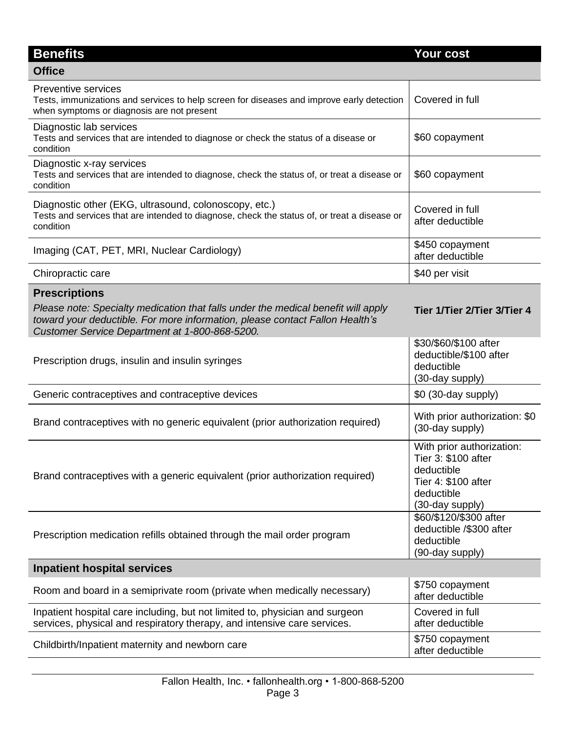| Benefits | Your cost |
|---|---|
| **Office** | |
| Preventive services<br>Tests, immunizations and services to help screen for diseases and improve early detection when symptoms or diagnosis are not present | Covered in full |
| Diagnostic lab services<br>Tests and services that are intended to diagnose or check the status of a disease or condition | $60 copayment |
| Diagnostic x-ray services<br>Tests and services that are intended to diagnose, check the status of, or treat a disease or condition | $60 copayment |
| Diagnostic other (EKG, ultrasound, colonoscopy, etc.)<br>Tests and services that are intended to diagnose, check the status of, or treat a disease or condition | Covered in full after deductible |
| Imaging (CAT, PET, MRI, Nuclear Cardiology) | $450 copayment after deductible |
| Chiropractic care | $40 per visit |
| **Prescriptions**<br>*Please note: Specialty medication that falls under the medical benefit will apply toward your deductible. For more information, please contact Fallon Health's Customer Service Department at 1-800-868-5200.* | **Tier 1/Tier 2/Tier 3/Tier 4** |
| Prescription drugs, insulin and insulin syringes | $30/$60/$100 after deductible/$100 after deductible (30-day supply) |
| Generic contraceptives and contraceptive devices | $0 (30-day supply) |
| Brand contraceptives with no generic equivalent (prior authorization required) | With prior authorization: $0 (30-day supply) |
| Brand contraceptives with a generic equivalent (prior authorization required) | With prior authorization: Tier 3: $100 after deductible Tier 4: $100 after deductible (30-day supply) |
| Prescription medication refills obtained through the mail order program | $60/$120/$300 after deductible /$300 after deductible (90-day supply) |
| **Inpatient hospital services** | |
| Room and board in a semiprivate room (private when medically necessary) | $750 copayment after deductible |
| Inpatient hospital care including, but not limited to, physician and surgeon services, physical and respiratory therapy, and intensive care services. | Covered in full after deductible |
| Childbirth/Inpatient maternity and newborn care | $750 copayment after deductible |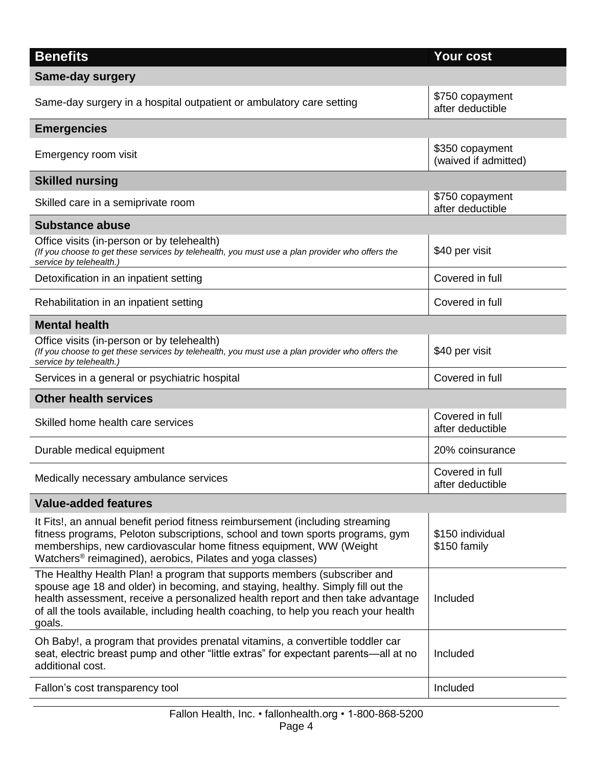| Benefits | Your cost |
|---|---|
| **Same-day surgery** | |
| Same-day surgery in a hospital outpatient or ambulatory care setting | $750 copayment after deductible |
| **Emergencies** | |
| Emergency room visit | $350 copayment (waived if admitted) |
| **Skilled nursing** | |
| Skilled care in a semiprivate room | $750 copayment after deductible |
| **Substance abuse** | |
| Office visits (in-person or by telehealth) *(If you choose to get these services by telehealth, you must use a plan provider who offers the service by telehealth.)* | $40 per visit |
| Detoxification in an inpatient setting | Covered in full |
| Rehabilitation in an inpatient setting | Covered in full |
| **Mental health** | |
| Office visits (in-person or by telehealth) *(If you choose to get these services by telehealth, you must use a plan provider who offers the service by telehealth.)* | $40 per visit |
| Services in a general or psychiatric hospital | Covered in full |
| **Other health services** | |
| Skilled home health care services | Covered in full after deductible |
| Durable medical equipment | 20% coinsurance |
| Medically necessary ambulance services | Covered in full after deductible |
| **Value-added features** | |
| It Fits!, an annual benefit period fitness reimbursement (including streaming fitness programs, Peloton subscriptions, school and town sports programs, gym memberships, new cardiovascular home fitness equipment, WW (Weight Watchers® reimagined), aerobics, Pilates and yoga classes) | $150 individual $150 family |
| The Healthy Health Plan! a program that supports members (subscriber and spouse age 18 and older) in becoming, and staying, healthy. Simply fill out the health assessment, receive a personalized health report and then take advantage of all the tools available, including health coaching, to help you reach your health goals. | Included |
| Oh Baby!, a program that provides prenatal vitamins, a convertible toddler car seat, electric breast pump and other "little extras" for expectant parents—all at no additional cost. | Included |
| Fallon's cost transparency tool | Included |

Fallon Health, Inc. • fallonhealth.org • 1-800-868-5200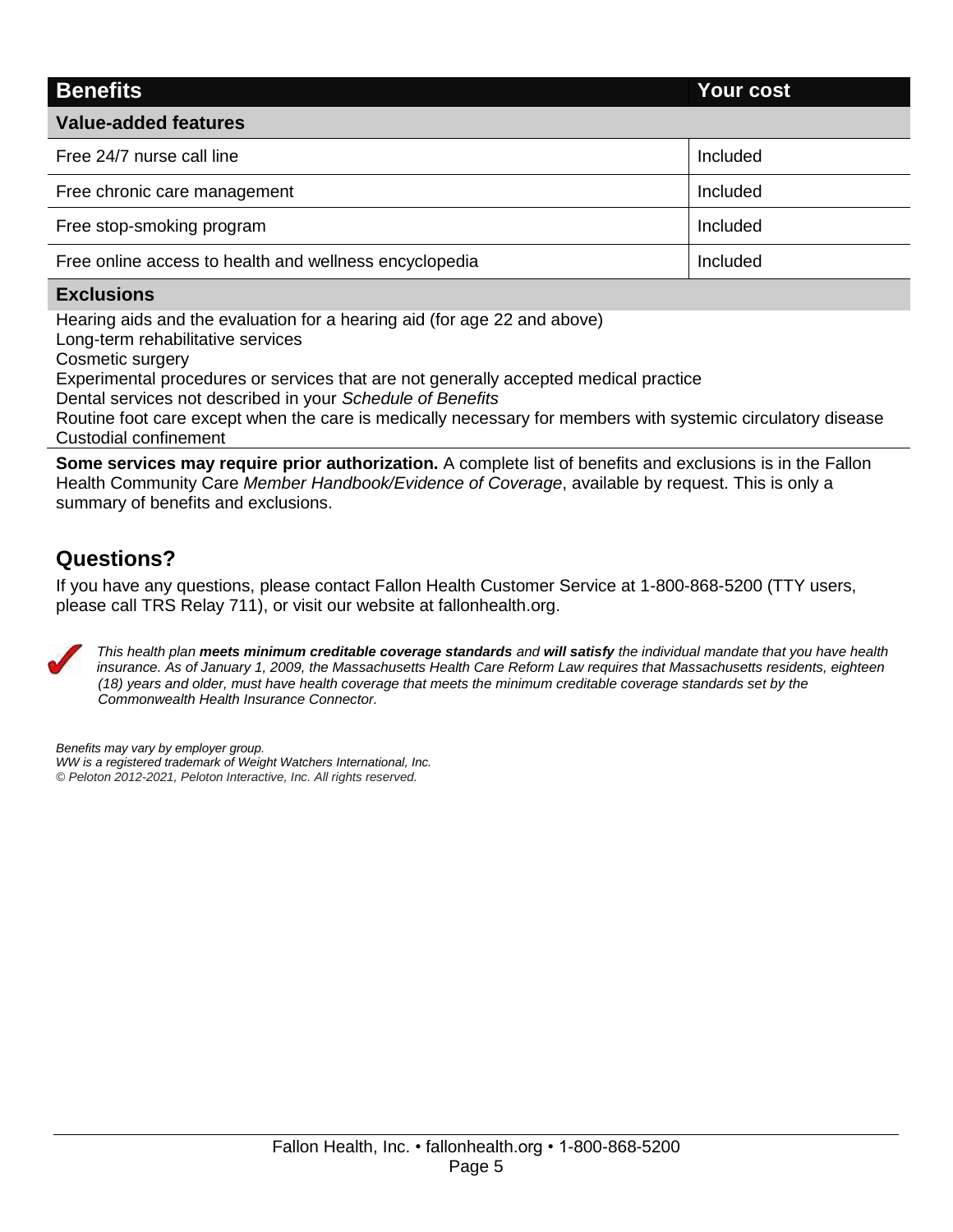| Benefits | Your cost |
|---|---|
| **Value-added features** | |
| Free 24/7 nurse call line | Included |
| Free chronic care management | Included |
| Free stop-smoking program | Included |
| Free online access to health and wellness encyclopedia | Included |

**Exclusions**

Hearing aids and the evaluation for a hearing aid (for age 22 and above)
Long-term rehabilitative services
Cosmetic surgery
Experimental procedures or services that are not generally accepted medical practice
Dental services not described in your *Schedule of Benefits*
Routine foot care except when the care is medically necessary for members with systemic circulatory disease
Custodial confinement

**Some services may require prior authorization.** A complete list of benefits and exclusions is in the Fallon Health Community Care *Member Handbook/Evidence of Coverage*, available by request. This is only a summary of benefits and exclusions.

## Questions?

If you have any questions, please contact Fallon Health Customer Service at 1-800-868-5200 (TTY users, please call TRS Relay 711), or visit our website at fallonhealth.org.

*This health plan **meets minimum creditable coverage standards** and **will satisfy** the individual mandate that you have health insurance. As of January 1, 2009, the Massachusetts Health Care Reform Law requires that Massachusetts residents, eighteen (18) years and older, must have health coverage that meets the minimum creditable coverage standards set by the Commonwealth Health Insurance Connector.*

*Benefits may vary by employer group.*
*WW is a registered trademark of Weight Watchers International, Inc.*
*© Peloton 2012-2021, Peloton Interactive, Inc. All rights reserved.*